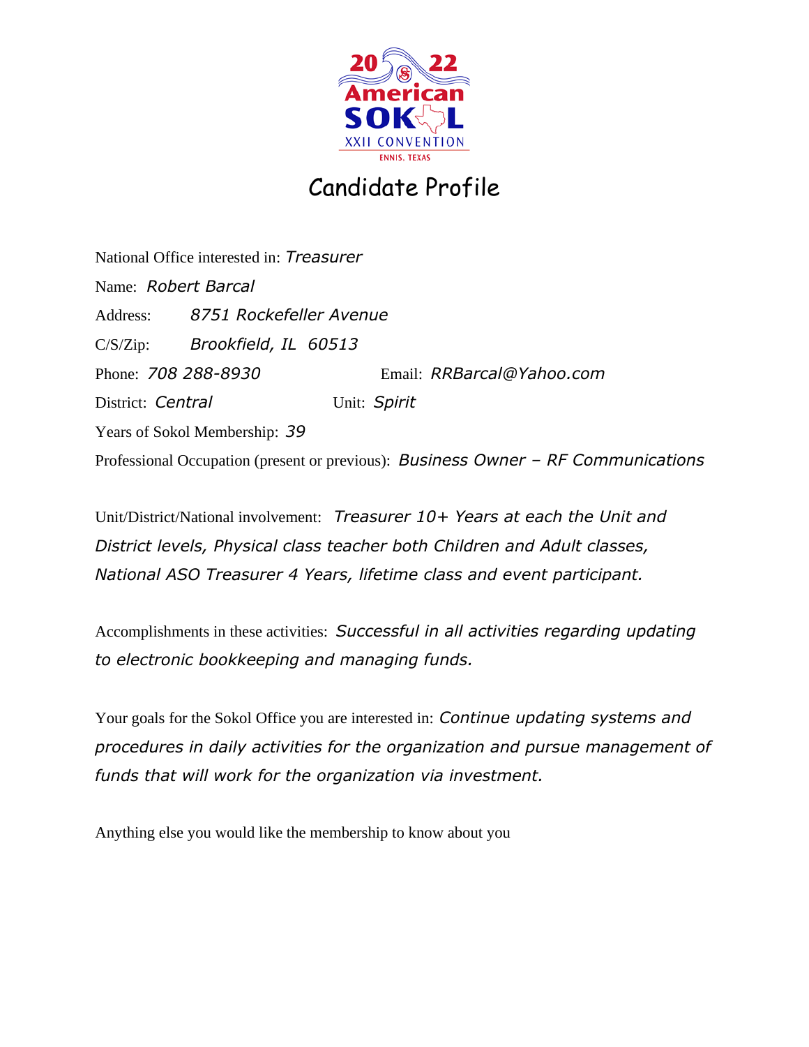2022 American SOKOL XXII CONVENTION ENNIS, TEXAS

# Candidate Profile

National Office interested in: *Treasurer*

Name: *Robert Barcal*

Address: *8751 Rockefeller Avenue*

C/S/Zip: *Brookfield, IL 60513*

Phone: *708 288-8930* Email: *RRBarcal@Yahoo.com*

District: *Central* Unit: *Spirit*

Years of Sokol Membership: *39*

Professional Occupation (present or previous): *Business Owner – RF Communications*

Unit/District/National involvement: *Treasurer 10+ Years at each the Unit and District levels, Physical class teacher both Children and Adult classes, National ASO Treasurer 4 Years, lifetime class and event participant.*

Accomplishments in these activities: *Successful in all activities regarding updating to electronic bookkeeping and managing funds.*

Your goals for the Sokol Office you are interested in: *Continue updating systems and procedures in daily activities for the organization and pursue management of funds that will work for the organization via investment.*

Anything else you would like the membership to know about you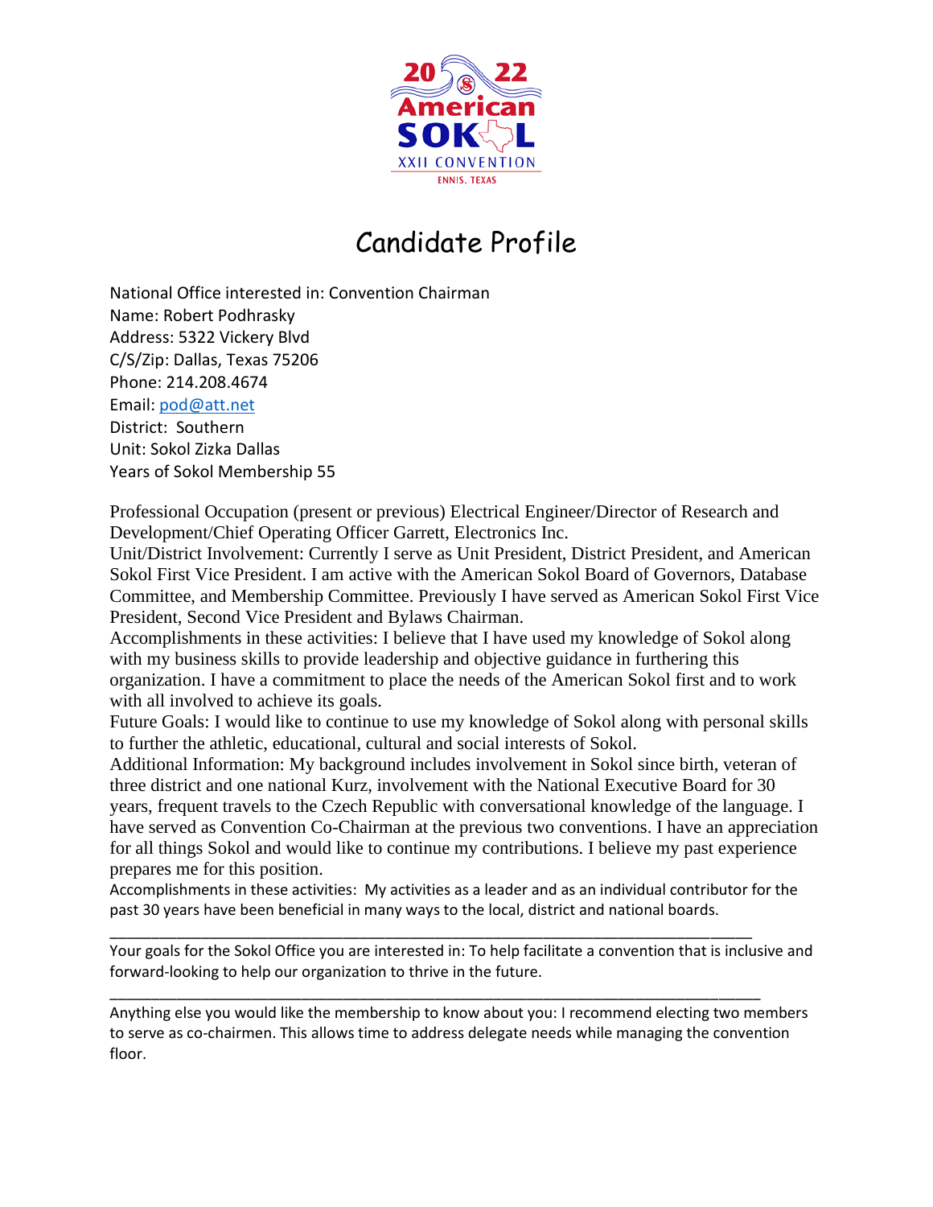2022 American SOKOL XXII CONVENTION ENNIS, TEXAS

# Candidate Profile

National Office interested in: Convention Chairman
Name: Robert Podhrasky
Address: 5322 Vickery Blvd
C/S/Zip: Dallas, Texas 75206
Phone: 214.208.4674
Email: pod@att.net
District: Southern
Unit: Sokol Zizka Dallas
Years of Sokol Membership 55

Professional Occupation (present or previous) Electrical Engineer/Director of Research and Development/Chief Operating Officer Garrett, Electronics Inc.
Unit/District Involvement: Currently I serve as Unit President, District President, and American Sokol First Vice President. I am active with the American Sokol Board of Governors, Database Committee, and Membership Committee. Previously I have served as American Sokol First Vice President, Second Vice President and Bylaws Chairman.
Accomplishments in these activities: I believe that I have used my knowledge of Sokol along with my business skills to provide leadership and objective guidance in furthering this organization. I have a commitment to place the needs of the American Sokol first and to work with all involved to achieve its goals.
Future Goals: I would like to continue to use my knowledge of Sokol along with personal skills to further the athletic, educational, cultural and social interests of Sokol.
Additional Information: My background includes involvement in Sokol since birth, veteran of three district and one national Kurz, involvement with the National Executive Board for 30 years, frequent travels to the Czech Republic with conversational knowledge of the language. I have served as Convention Co-Chairman at the previous two conventions. I have an appreciation for all things Sokol and would like to continue my contributions. I believe my past experience prepares me for this position.
Accomplishments in these activities: My activities as a leader and as an individual contributor for the past 30 years have been beneficial in many ways to the local, district and national boards.

---

Your goals for the Sokol Office you are interested in: To help facilitate a convention that is inclusive and forward-looking to help our organization to thrive in the future.

---

Anything else you would like the membership to know about you: I recommend electing two members to serve as co-chairmen. This allows time to address delegate needs while managing the convention floor.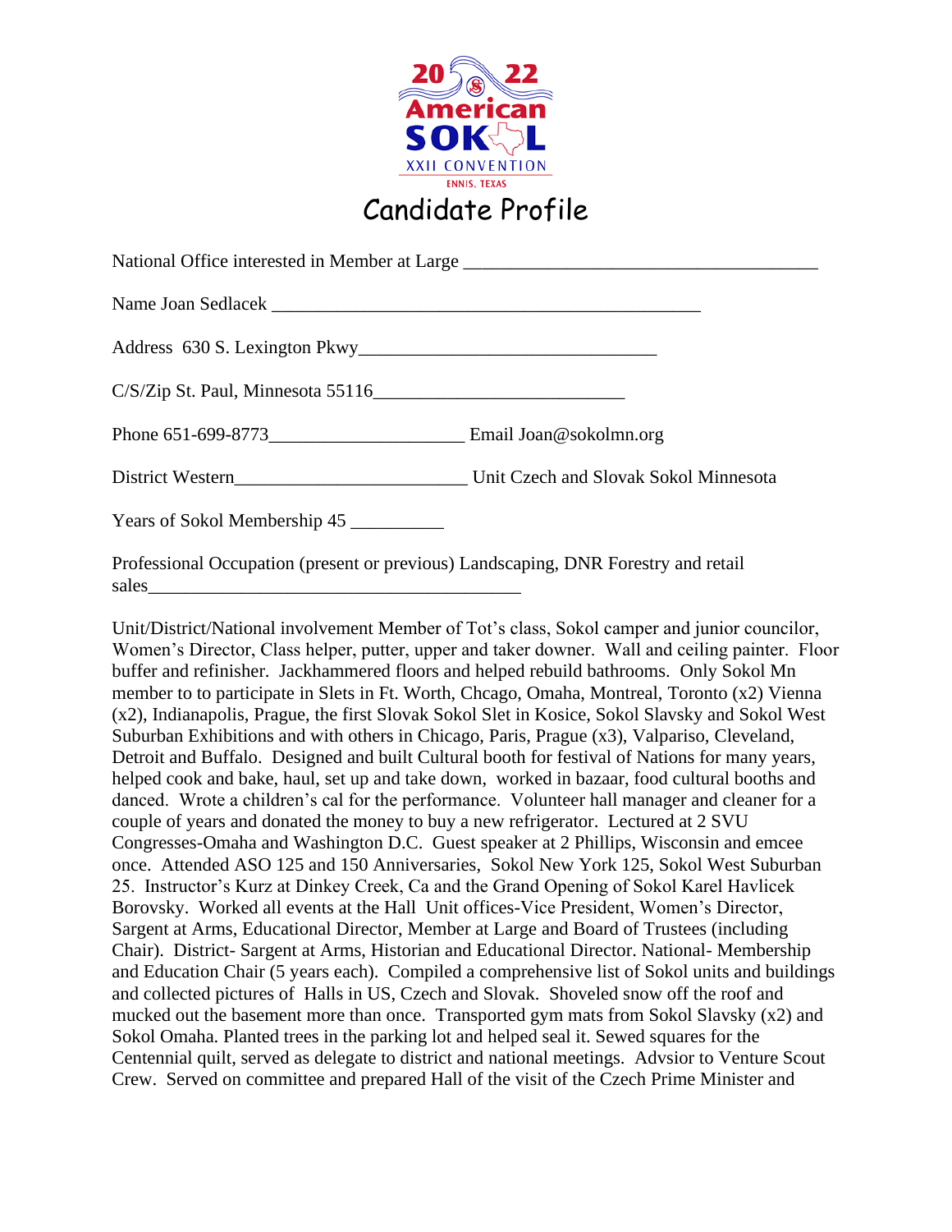2022 American SOKOL XXII CONVENTION ENNIS, TEXAS

# Candidate Profile

National Office interested in Member at Large ______________________________________

Name Joan Sedlacek ______________________________________________

Address 630 S. Lexington Pkwy______________________________

C/S/Zip St. Paul, Minnesota 55116___________________________

Phone 651-699-8773_____________________ Email Joan@sokolmn.org

District Western_________________________ Unit Czech and Slovak Sokol Minnesota

Years of Sokol Membership 45 __________

Professional Occupation (present or previous) Landscaping, DNR Forestry and retail sales________________________________________

Unit/District/National involvement Member of Tot's class, Sokol camper and junior councilor, Women's Director, Class helper, putter, upper and taker downer. Wall and ceiling painter. Floor buffer and refinisher. Jackhammered floors and helped rebuild bathrooms. Only Sokol Mn member to to participate in Slets in Ft. Worth, Chcago, Omaha, Montreal, Toronto (x2) Vienna (x2), Indianapolis, Prague, the first Slovak Sokol Slet in Kosice, Sokol Slavsky and Sokol West Suburban Exhibitions and with others in Chicago, Paris, Prague (x3), Valpariso, Cleveland, Detroit and Buffalo. Designed and built Cultural booth for festival of Nations for many years, helped cook and bake, haul, set up and take down, worked in bazaar, food cultural booths and danced. Wrote a children's cal for the performance. Volunteer hall manager and cleaner for a couple of years and donated the money to buy a new refrigerator. Lectured at 2 SVU Congresses-Omaha and Washington D.C. Guest speaker at 2 Phillips, Wisconsin and emcee once. Attended ASO 125 and 150 Anniversaries, Sokol New York 125, Sokol West Suburban 25. Instructor's Kurz at Dinkey Creek, Ca and the Grand Opening of Sokol Karel Havlicek Borovsky. Worked all events at the Hall Unit offices-Vice President, Women's Director, Sargent at Arms, Educational Director, Member at Large and Board of Trustees (including Chair). District- Sargent at Arms, Historian and Educational Director. National- Membership and Education Chair (5 years each). Compiled a comprehensive list of Sokol units and buildings and collected pictures of Halls in US, Czech and Slovak. Shoveled snow off the roof and mucked out the basement more than once. Transported gym mats from Sokol Slavsky (x2) and Sokol Omaha. Planted trees in the parking lot and helped seal it. Sewed squares for the Centennial quilt, served as delegate to district and national meetings. Advsior to Venture Scout Crew. Served on committee and prepared Hall of the visit of the Czech Prime Minister and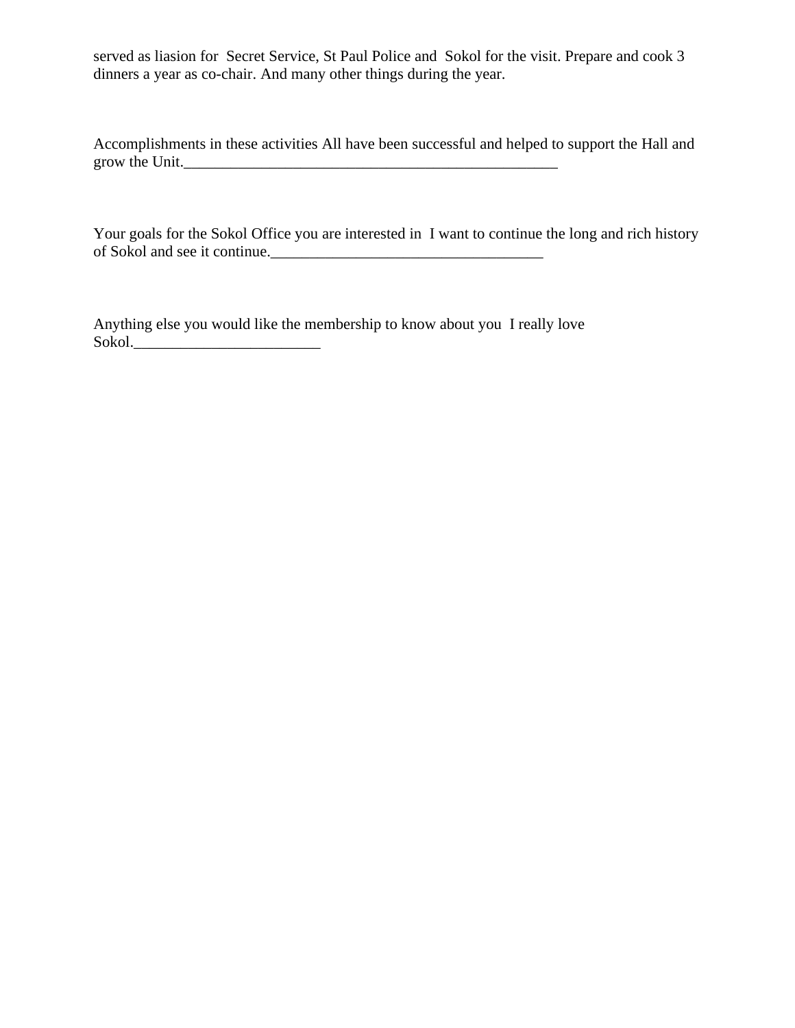served as liasion for  Secret Service, St Paul Police and  Sokol for the visit. Prepare and cook 3 dinners a year as co-chair. And many other things during the year.

Accomplishments in these activities All have been successful and helped to support the Hall and grow the Unit.___________________________________________________

Your goals for the Sokol Office you are interested in  I want to continue the long and rich history of Sokol and see it continue.___________________________________

Anything else you would like the membership to know about you  I really love Sokol.________________________